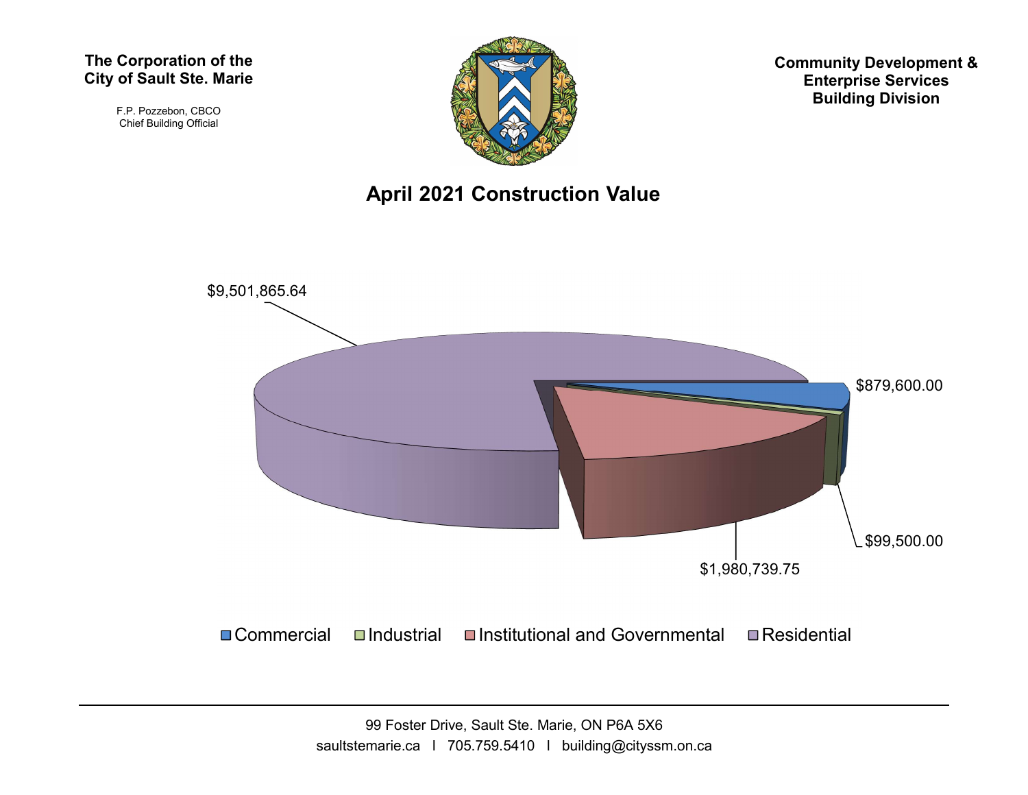**The Corporation of the City of Sault Ste. Marie**

F.P. Pozzebon, CBCO
Chief Building Official

**Community Development & Enterprise Services Building Division**

# April 2021 Construction Value

$9,501,865.64

$879,600.00

$99,500.00

$1,980,739.75

Commercial | Industrial | Institutional and Governmental | Residential

99 Foster Drive, Sault Ste. Marie, ON P6A 5X6
saultstemarie.ca | 705.759.5410 | building@cityssm.on.ca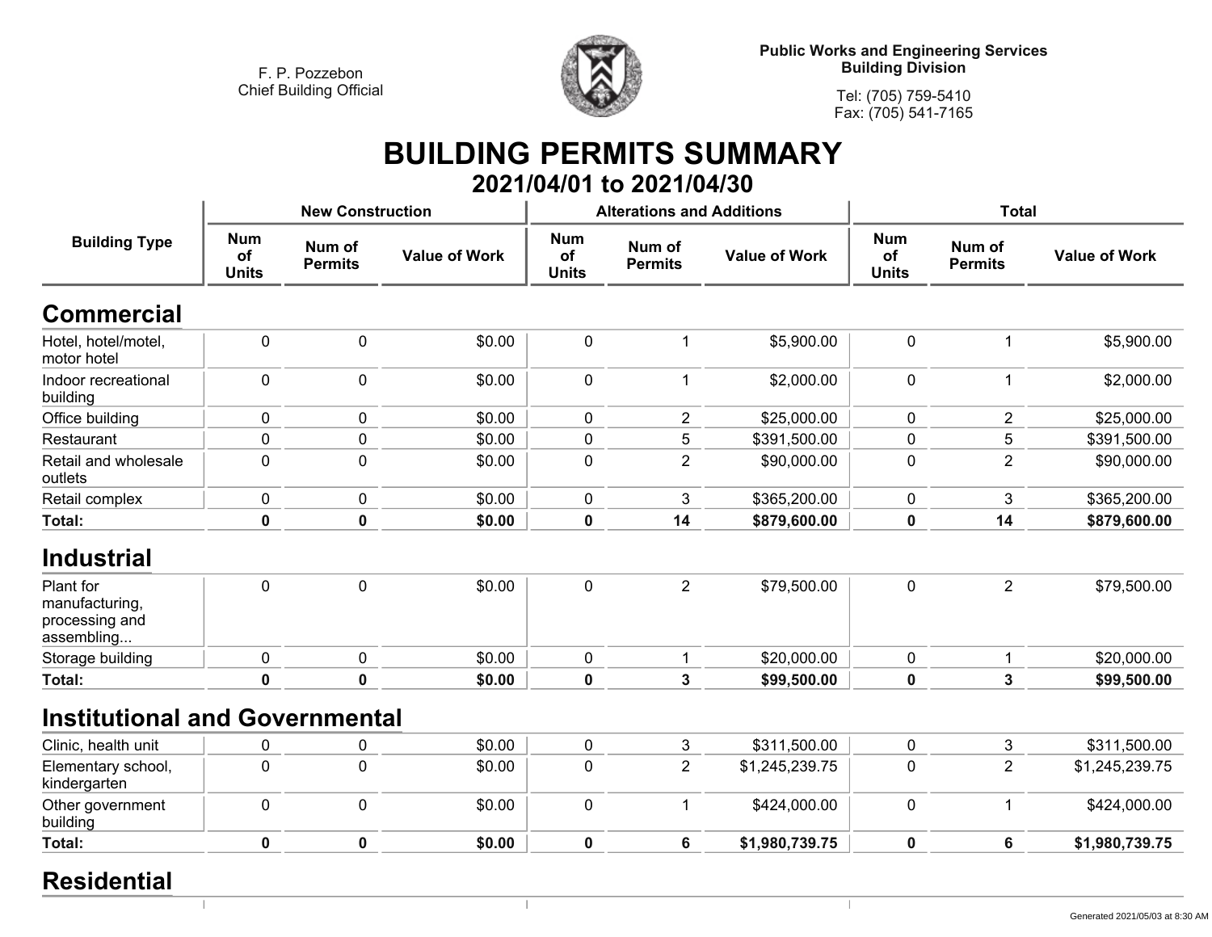F. P. Pozzebon
Chief Building Official

**Public Works and Engineering Services**
**Building Division**

Tel: (705) 759-5410
Fax: (705) 541-7165

# BUILDING PERMITS SUMMARY

## 2021/04/01 to 2021/04/30

| Building Type | New Construction | | | Alterations and Additions | | | Total | | |
|---|---|---|---|---|---|---|---|---|---|
| | Num of Units | Num of Permits | Value of Work | Num of Units | Num of Permits | Value of Work | Num of Units | Num of Permits | Value of Work |
| **Commercial** | | | | | | | | | |
| Hotel, hotel/motel, motor hotel | 0 | 0 | $0.00 | 0 | 1 | $5,900.00 | 0 | 1 | $5,900.00 |
| Indoor recreational building | 0 | 0 | $0.00 | 0 | 1 | $2,000.00 | 0 | 1 | $2,000.00 |
| Office building | 0 | 0 | $0.00 | 0 | 2 | $25,000.00 | 0 | 2 | $25,000.00 |
| Restaurant | 0 | 0 | $0.00 | 0 | 5 | $391,500.00 | 0 | 5 | $391,500.00 |
| Retail and wholesale outlets | 0 | 0 | $0.00 | 0 | 2 | $90,000.00 | 0 | 2 | $90,000.00 |
| Retail complex | 0 | 0 | $0.00 | 0 | 3 | $365,200.00 | 0 | 3 | $365,200.00 |
| **Total:** | **0** | **0** | **$0.00** | **0** | **14** | **$879,600.00** | **0** | **14** | **$879,600.00** |
| **Industrial** | | | | | | | | | |
| Plant for manufacturing, processing and assembling... | 0 | 0 | $0.00 | 0 | 2 | $79,500.00 | 0 | 2 | $79,500.00 |
| Storage building | 0 | 0 | $0.00 | 0 | 1 | $20,000.00 | 0 | 1 | $20,000.00 |
| **Total:** | **0** | **0** | **$0.00** | **0** | **3** | **$99,500.00** | **0** | **3** | **$99,500.00** |
| **Institutional and Governmental** | | | | | | | | | |
| Clinic, health unit | 0 | 0 | $0.00 | 0 | 3 | $311,500.00 | 0 | 3 | $311,500.00 |
| Elementary school, kindergarten | 0 | 0 | $0.00 | 0 | 2 | $1,245,239.75 | 0 | 2 | $1,245,239.75 |
| Other government building | 0 | 0 | $0.00 | 0 | 1 | $424,000.00 | 0 | 1 | $424,000.00 |
| **Total:** | **0** | **0** | **$0.00** | **0** | **6** | **$1,980,739.75** | **0** | **6** | **$1,980,739.75** |
| **Residential** | | | | | | | | | |

Generated 2021/05/03 at 8:30 AM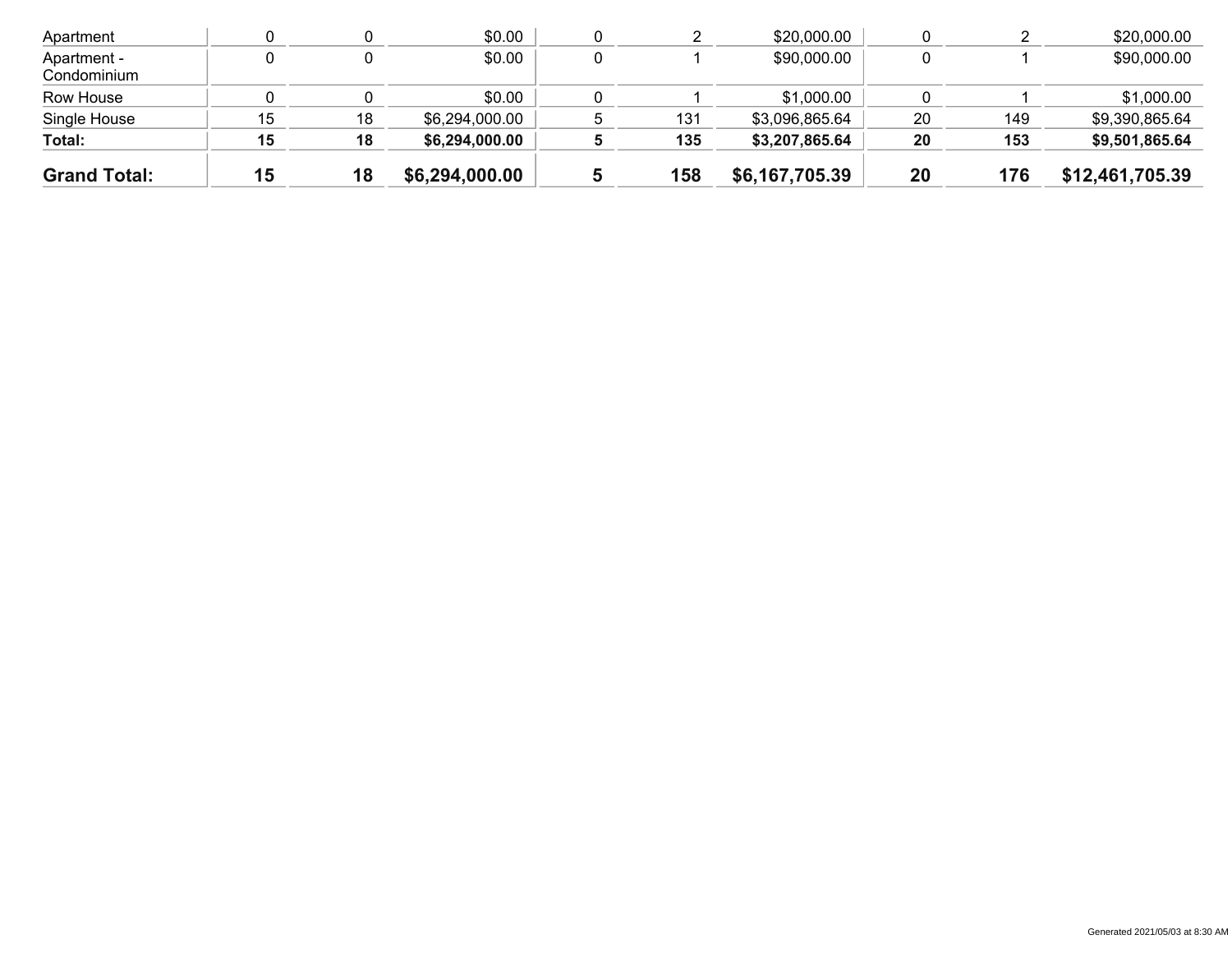| | | | | | | | | | |
|---|---|---|---|---|---|---|---|---|---|
| Apartment | 0 | 0 | $0.00 | 0 | 2 | $20,000.00 | 0 | 2 | $20,000.00 |
| Apartment - Condominium | 0 | 0 | $0.00 | 0 | 1 | $90,000.00 | 0 | 1 | $90,000.00 |
| Row House | 0 | 0 | $0.00 | 0 | 1 | $1,000.00 | 0 | 1 | $1,000.00 |
| Single House | 15 | 18 | $6,294,000.00 | 5 | 131 | $3,096,865.64 | 20 | 149 | $9,390,865.64 |
| **Total:** | **15** | **18** | **$6,294,000.00** | **5** | **135** | **$3,207,865.64** | **20** | **153** | **$9,501,865.64** |
| **Grand Total:** | **15** | **18** | **$6,294,000.00** | **5** | **158** | **$6,167,705.39** | **20** | **176** | **$12,461,705.39** |

Generated 2021/05/03 at 8:30 AM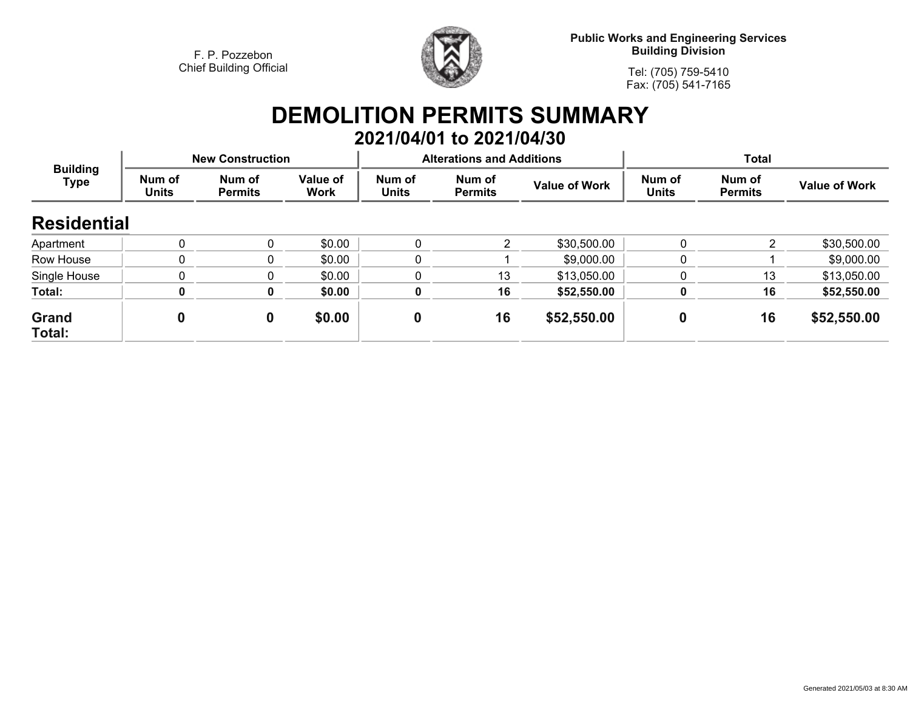F. P. Pozzebon
Chief Building Official

**Public Works and Engineering Services**
**Building Division**

Tel: (705) 759-5410
Fax: (705) 541-7165

# DEMOLITION PERMITS SUMMARY

## 2021/04/01 to 2021/04/30

| Building Type | New Construction | | | Alterations and Additions | | | Total | | |
|---|---|---|---|---|---|---|---|---|---|
| | Num of Units | Num of Permits | Value of Work | Num of Units | Num of Permits | Value of Work | Num of Units | Num of Permits | Value of Work |
| **Residential** | | | | | | | | | |
| Apartment | 0 | 0 | $0.00 | 0 | 2 | $30,500.00 | 0 | 2 | $30,500.00 |
| Row House | 0 | 0 | $0.00 | 0 | 1 | $9,000.00 | 0 | 1 | $9,000.00 |
| Single House | 0 | 0 | $0.00 | 0 | 13 | $13,050.00 | 0 | 13 | $13,050.00 |
| **Total:** | **0** | **0** | **$0.00** | **0** | **16** | **$52,550.00** | **0** | **16** | **$52,550.00** |
| **Grand Total:** | **0** | **0** | **$0.00** | **0** | **16** | **$52,550.00** | **0** | **16** | **$52,550.00** |

Generated 2021/05/03 at 8:30 AM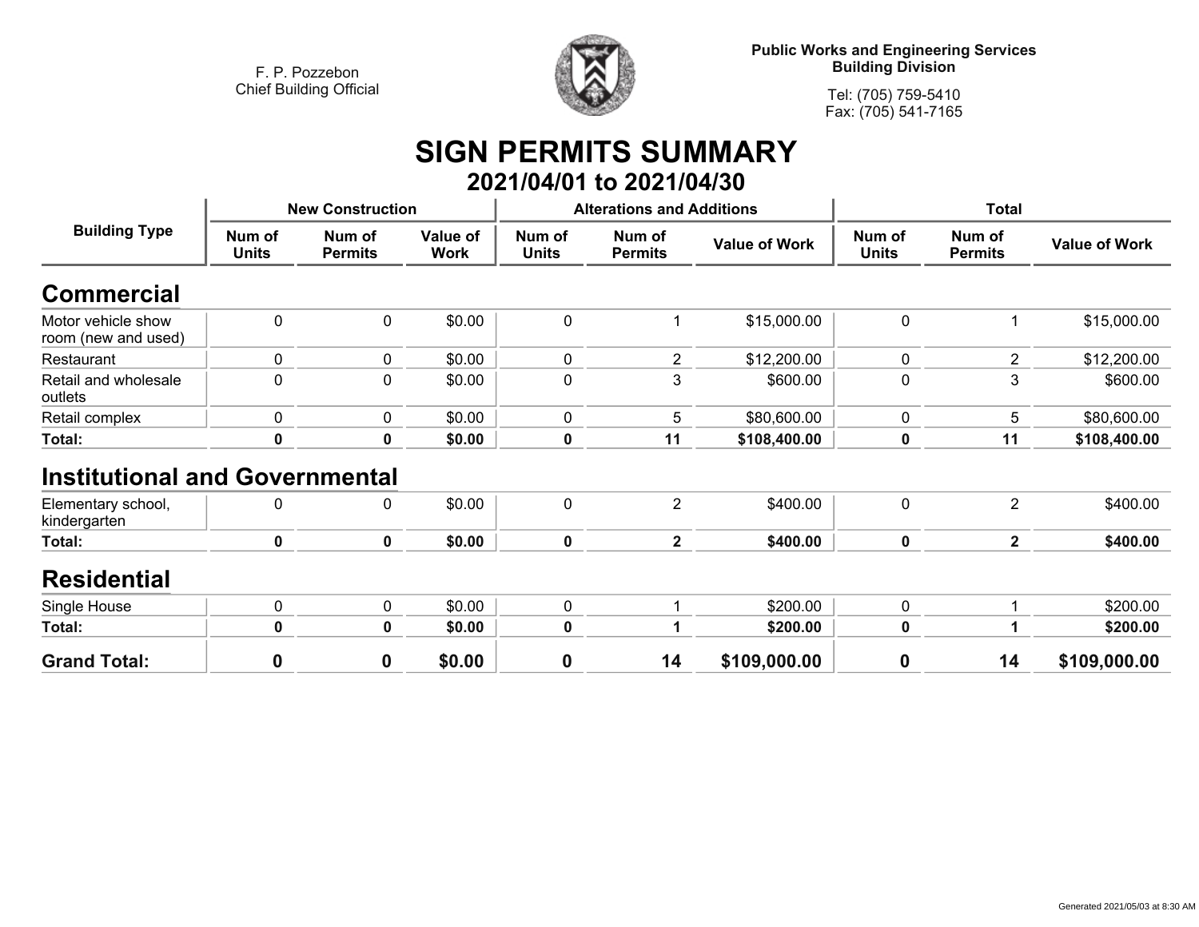F. P. Pozzebon
Chief Building Official

**Public Works and Engineering Services**
**Building Division**

Tel: (705) 759-5410
Fax: (705) 541-7165

# SIGN PERMITS SUMMARY
## 2021/04/01 to 2021/04/30

| Building Type | New Construction | | | Alterations and Additions | | | Total | | |
|---|---|---|---|---|---|---|---|---|---|
| | Num of Units | Num of Permits | Value of Work | Num of Units | Num of Permits | Value of Work | Num of Units | Num of Permits | Value of Work |
| **Commercial** | | | | | | | | | |
| Motor vehicle show room (new and used) | 0 | 0 | $0.00 | 0 | 1 | $15,000.00 | 0 | 1 | $15,000.00 |
| Restaurant | 0 | 0 | $0.00 | 0 | 2 | $12,200.00 | 0 | 2 | $12,200.00 |
| Retail and wholesale outlets | 0 | 0 | $0.00 | 0 | 3 | $600.00 | 0 | 3 | $600.00 |
| Retail complex | 0 | 0 | $0.00 | 0 | 5 | $80,600.00 | 0 | 5 | $80,600.00 |
| **Total:** | **0** | **0** | **$0.00** | **0** | **11** | **$108,400.00** | **0** | **11** | **$108,400.00** |
| **Institutional and Governmental** | | | | | | | | | |
| Elementary school, kindergarten | 0 | 0 | $0.00 | 0 | 2 | $400.00 | 0 | 2 | $400.00 |
| **Total:** | **0** | **0** | **$0.00** | **0** | **2** | **$400.00** | **0** | **2** | **$400.00** |
| **Residential** | | | | | | | | | |
| Single House | 0 | 0 | $0.00 | 0 | 1 | $200.00 | 0 | 1 | $200.00 |
| **Total:** | **0** | **0** | **$0.00** | **0** | **1** | **$200.00** | **0** | **1** | **$200.00** |
| **Grand Total:** | **0** | **0** | **$0.00** | **0** | **14** | **$109,000.00** | **0** | **14** | **$109,000.00** |

Generated 2021/05/03 at 8:30 AM